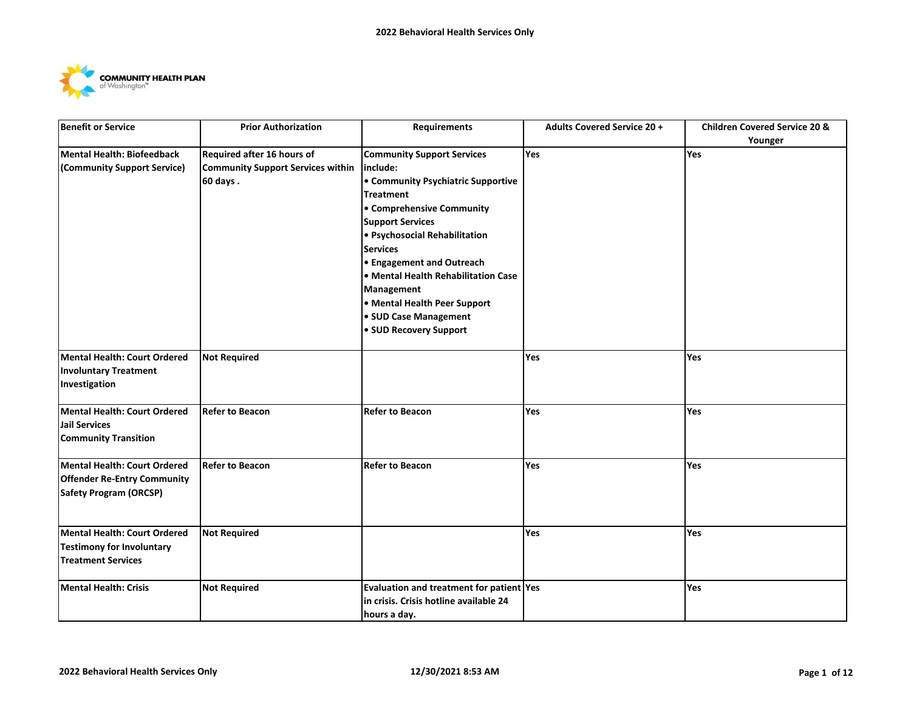# 2022 Behavioral Health Services Only

COMMUNITY HEALTH PLAN of Washington™

| Benefit or Service | Prior Authorization | Requirements | Adults Covered Service 20 + | Children Covered Service 20 & Younger |
|---|---|---|---|---|
| Mental Health: Biofeedback (Community Support Service) | Required after 16 hours of Community Support Services within 60 days . | Community Support Services include: • Community Psychiatric Supportive Treatment • Comprehensive Community Support Services • Psychosocial Rehabilitation Services • Engagement and Outreach • Mental Health Rehabilitation Case Management • Mental Health Peer Support • SUD Case Management • SUD Recovery Support | Yes | Yes |
| Mental Health: Court Ordered Involuntary Treatment Investigation | Not Required | | Yes | Yes |
| Mental Health: Court Ordered Jail Services Community Transition | Refer to Beacon | Refer to Beacon | Yes | Yes |
| Mental Health: Court Ordered Offender Re-Entry Community Safety Program (ORCSP) | Refer to Beacon | Refer to Beacon | Yes | Yes |
| Mental Health: Court Ordered Testimony for Involuntary Treatment Services | Not Required | | Yes | Yes |
| Mental Health: Crisis | Not Required | Evaluation and treatment for patient in crisis. Crisis hotline available 24 hours a day. | Yes | Yes |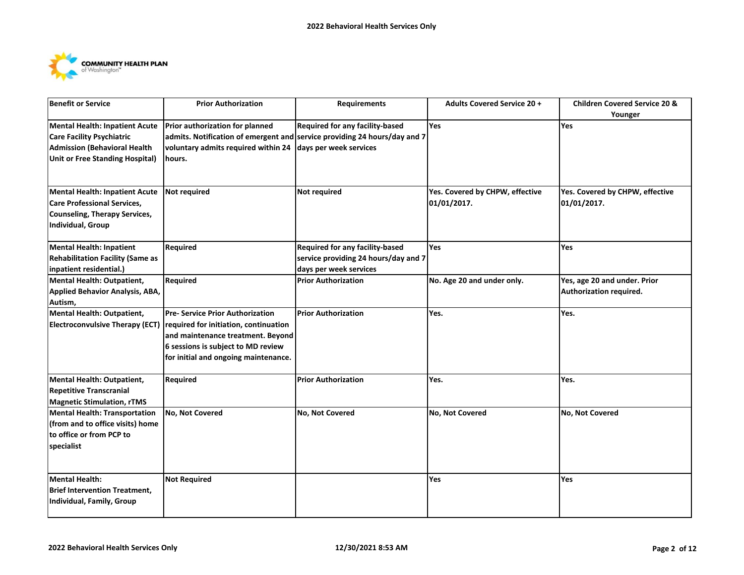| Benefit or Service | Prior Authorization | Requirements | Adults Covered Service 20 + | Children Covered Service 20 & Younger |
|---|---|---|---|---|
| Mental Health: Inpatient Acute Care Facility Psychiatric Admission (Behavioral Health Unit or Free Standing Hospital) | Prior authorization for planned admits. Notification of emergent and voluntary admits required within 24 hours. | Required for any facility-based service providing 24 hours/day and 7 days per week services | Yes | Yes |
| Mental Health: Inpatient Acute Care Professional Services, Counseling, Therapy Services, Individual, Group | Not required | Not required | Yes. Covered by CHPW, effective 01/01/2017. | Yes. Covered by CHPW, effective 01/01/2017. |
| Mental Health: Inpatient Rehabilitation Facility (Same as inpatient residential.) | Required | Required for any facility-based service providing 24 hours/day and 7 days per week services | Yes | Yes |
| Mental Health: Outpatient, Applied Behavior Analysis, ABA, Autism, | Required | Prior Authorization | No. Age 20 and under only. | Yes, age 20 and under. Prior Authorization required. |
| Mental Health: Outpatient, Electroconvulsive Therapy (ECT) | Pre- Service Prior Authorization required for initiation, continuation and maintenance treatment. Beyond 6 sessions is subject to MD review for initial and ongoing maintenance. | Prior Authorization | Yes. | Yes. |
| Mental Health: Outpatient, Repetitive Transcranial Magnetic Stimulation, rTMS | Required | Prior Authorization | Yes. | Yes. |
| Mental Health: Transportation (from and to office visits) home to office or from PCP to specialist | No, Not Covered | No, Not Covered | No, Not Covered | No, Not Covered |
| Mental Health: Brief Intervention Treatment, Individual, Family, Group | Not Required | | Yes | Yes |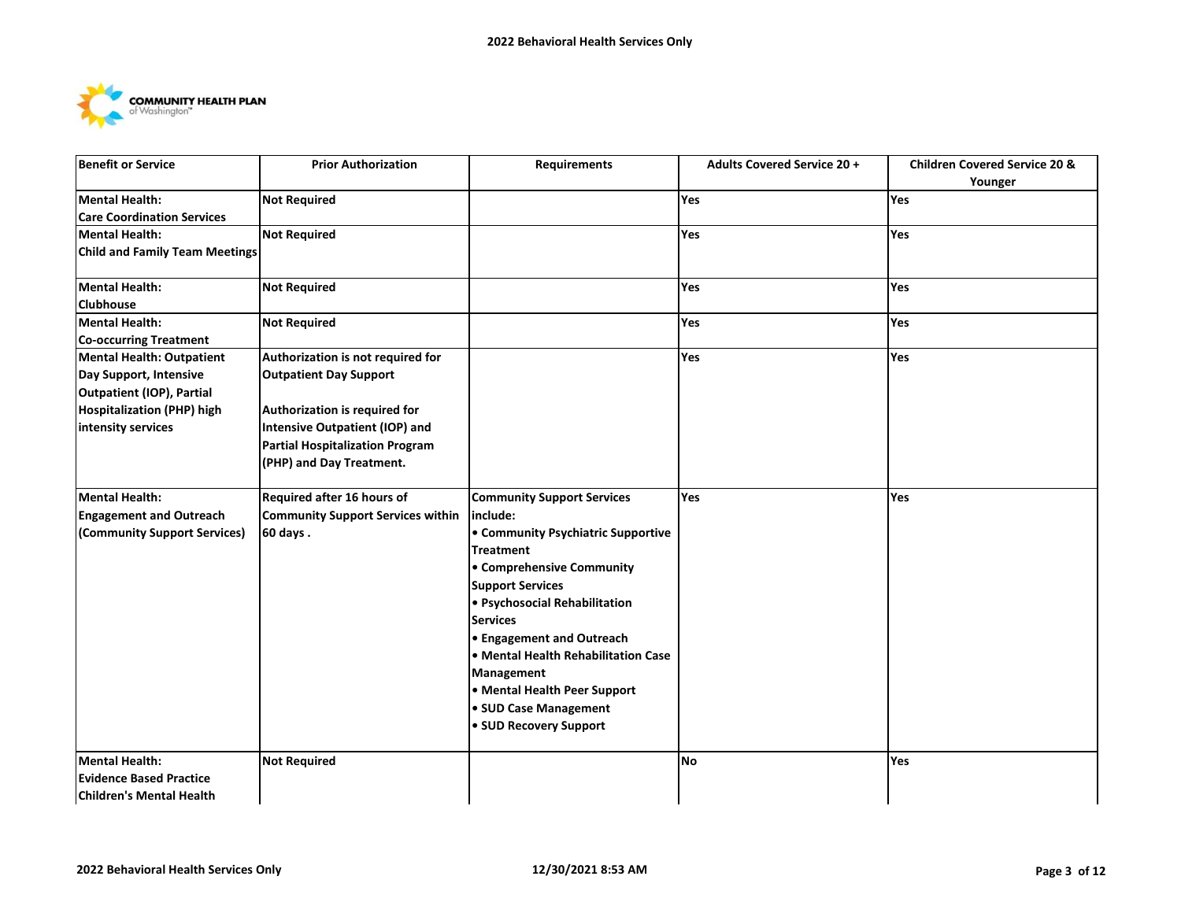| Benefit or Service | Prior Authorization | Requirements | Adults Covered Service 20 + | Children Covered Service 20 & Younger |
|---|---|---|---|---|
| **Mental Health: Care Coordination Services** | **Not Required** | | **Yes** | **Yes** |
| **Mental Health: Child and Family Team Meetings** | **Not Required** | | **Yes** | **Yes** |
| **Mental Health: Clubhouse** | **Not Required** | | **Yes** | **Yes** |
| **Mental Health: Co-occurring Treatment** | **Not Required** | | **Yes** | **Yes** |
| **Mental Health: Outpatient Day Support, Intensive Outpatient (IOP), Partial Hospitalization (PHP) high intensity services** | **Authorization is not required for Outpatient Day Support**<br><br>**Authorization is required for Intensive Outpatient (IOP) and Partial Hospitalization Program (PHP) and Day Treatment.** | | **Yes** | **Yes** |
| **Mental Health: Engagement and Outreach (Community Support Services)** | **Required after 16 hours of Community Support Services within 60 days .** | **Community Support Services include:**<br>**• Community Psychiatric Supportive Treatment**<br>**• Comprehensive Community Support Services**<br>**• Psychosocial Rehabilitation Services**<br>**• Engagement and Outreach**<br>**• Mental Health Rehabilitation Case Management**<br>**• Mental Health Peer Support**<br>**• SUD Case Management**<br>**• SUD Recovery Support** | **Yes** | **Yes** |
| **Mental Health: Evidence Based Practice Children's Mental Health** | **Not Required** | | **No** | **Yes** |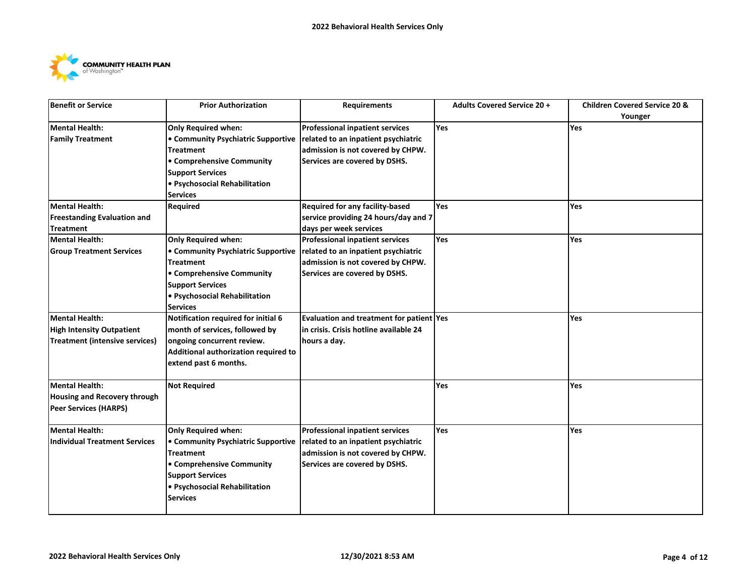| Benefit or Service | Prior Authorization | Requirements | Adults Covered Service 20 + | Children Covered Service 20 & Younger |
|---|---|---|---|---|
| **Mental Health:** Family Treatment | Only Required when: • Community Psychiatric Supportive Treatment • Comprehensive Community Support Services • Psychosocial Rehabilitation Services | Professional inpatient services related to an inpatient psychiatric admission is not covered by CHPW. Services are covered by DSHS. | Yes | Yes |
| **Mental Health:** Freestanding Evaluation and Treatment | Required | Required for any facility-based service providing 24 hours/day and 7 days per week services | Yes | Yes |
| **Mental Health:** Group Treatment Services | Only Required when: • Community Psychiatric Supportive Treatment • Comprehensive Community Support Services • Psychosocial Rehabilitation Services | Professional inpatient services related to an inpatient psychiatric admission is not covered by CHPW. Services are covered by DSHS. | Yes | Yes |
| **Mental Health:** High Intensity Outpatient Treatment (intensive services) | Notification required for initial 6 month of services, followed by ongoing concurrent review. Additional authorization required to extend past 6 months. | Evaluation and treatment for patient in crisis. Crisis hotline available 24 hours a day. | Yes | Yes |
| **Mental Health:** Housing and Recovery through Peer Services (HARPS) | Not Required | | Yes | Yes |
| **Mental Health:** Individual Treatment Services | Only Required when: • Community Psychiatric Supportive Treatment • Comprehensive Community Support Services • Psychosocial Rehabilitation Services | Professional inpatient services related to an inpatient psychiatric admission is not covered by CHPW. Services are covered by DSHS. | Yes | Yes |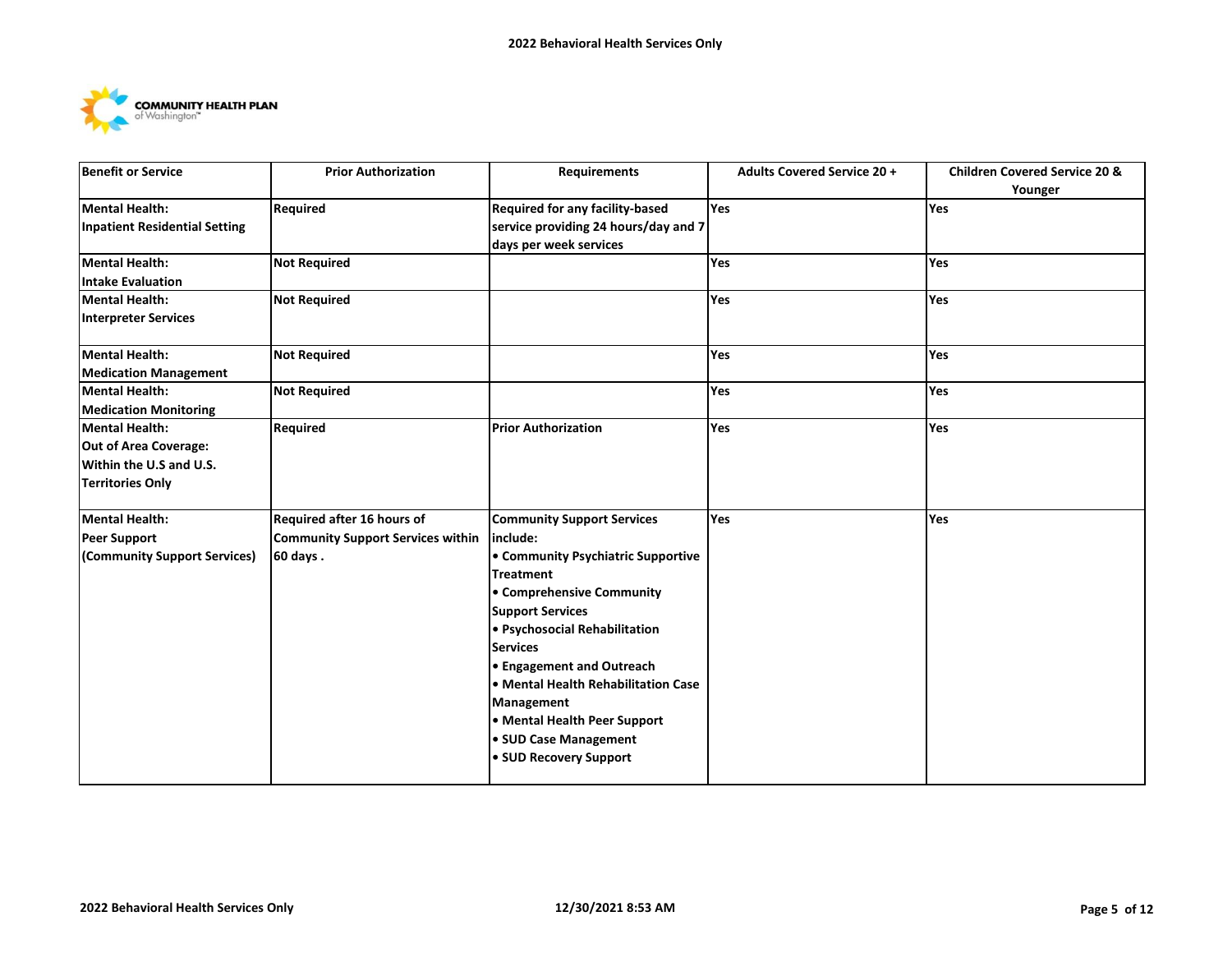| Benefit or Service | Prior Authorization | Requirements | Adults Covered Service 20 + | Children Covered Service 20 & Younger |
|---|---|---|---|---|
| **Mental Health:** **Inpatient Residential Setting** | **Required** | **Required for any facility-based service providing 24 hours/day and 7 days per week services** | **Yes** | **Yes** |
| **Mental Health:** **Intake Evaluation** | **Not Required** | | **Yes** | **Yes** |
| **Mental Health:** **Interpreter Services** | **Not Required** | | **Yes** | **Yes** |
| **Mental Health:** **Medication Management** | **Not Required** | | **Yes** | **Yes** |
| **Mental Health:** **Medication Monitoring** | **Not Required** | | **Yes** | **Yes** |
| **Mental Health:** **Out of Area Coverage: Within the U.S and U.S. Territories Only** | **Required** | **Prior Authorization** | **Yes** | **Yes** |
| **Mental Health:** **Peer Support (Community Support Services)** | **Required after 16 hours of Community Support Services within 60 days .** | **Community Support Services include:** <br>**• Community Psychiatric Supportive Treatment** <br>**• Comprehensive Community Support Services** <br>**• Psychosocial Rehabilitation Services** <br>**• Engagement and Outreach** <br>**• Mental Health Rehabilitation Case Management** <br>**• Mental Health Peer Support** <br>**• SUD Case Management** <br>**• SUD Recovery Support** | **Yes** | **Yes** |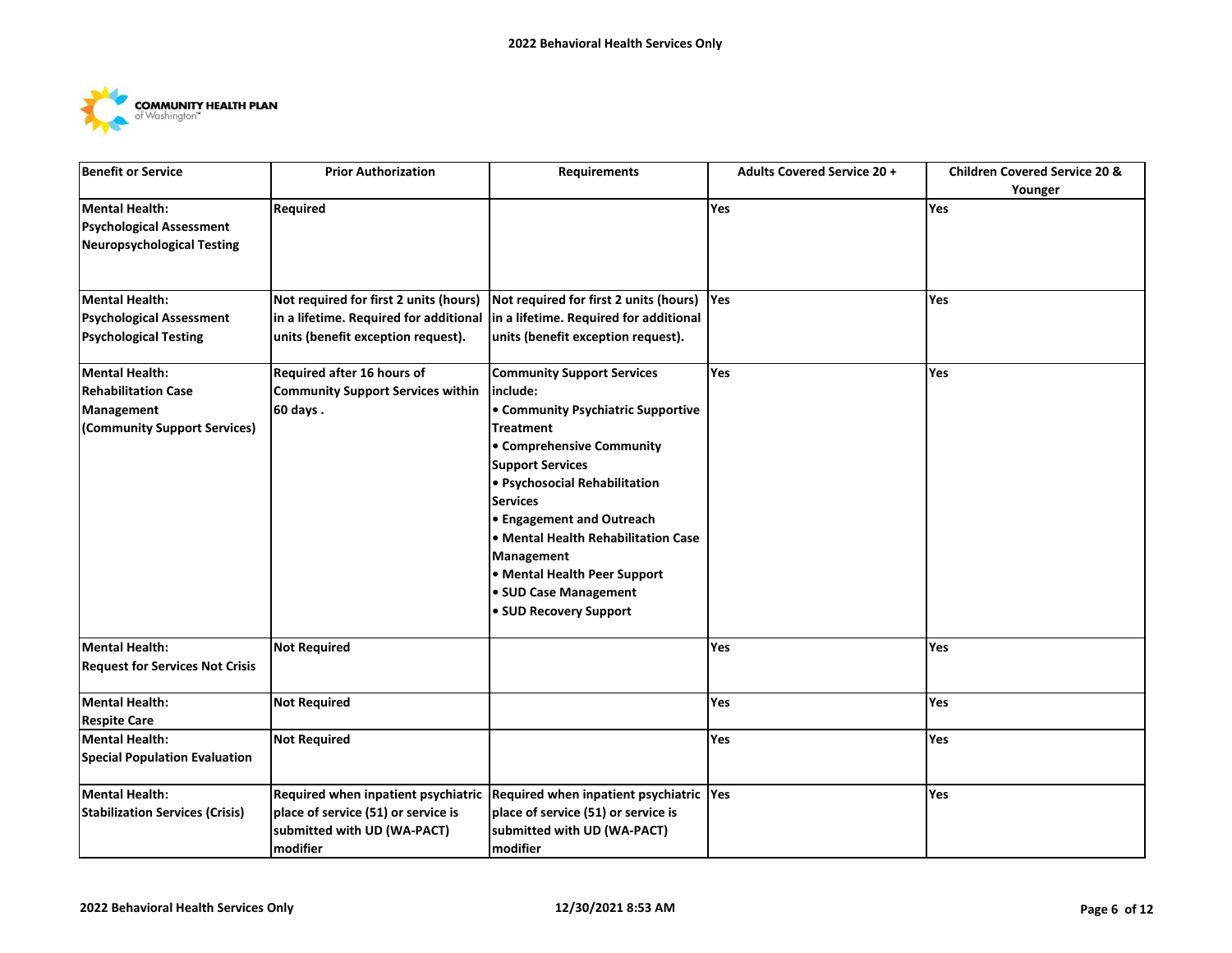| Benefit or Service | Prior Authorization | Requirements | Adults Covered Service 20 + | Children Covered Service 20 & Younger |
|---|---|---|---|---|
| **Mental Health:** Psychological Assessment Neuropsychological Testing | Required | | Yes | Yes |
| **Mental Health:** Psychological Assessment Psychological Testing | Not required for first 2 units (hours) in a lifetime. Required for additional units (benefit exception request). | Not required for first 2 units (hours) in a lifetime. Required for additional units (benefit exception request). | Yes | Yes |
| **Mental Health:** Rehabilitation Case Management (Community Support Services) | Required after 16 hours of Community Support Services within 60 days . | Community Support Services include: • Community Psychiatric Supportive Treatment • Comprehensive Community Support Services • Psychosocial Rehabilitation Services • Engagement and Outreach • Mental Health Rehabilitation Case Management • Mental Health Peer Support • SUD Case Management • SUD Recovery Support | Yes | Yes |
| **Mental Health:** Request for Services Not Crisis | Not Required | | Yes | Yes |
| **Mental Health:** Respite Care | Not Required | | Yes | Yes |
| **Mental Health:** Special Population Evaluation | Not Required | | Yes | Yes |
| **Mental Health:** Stabilization Services (Crisis) | Required when inpatient psychiatric place of service (51) or service is submitted with UD (WA-PACT) modifier | Required when inpatient psychiatric place of service (51) or service is submitted with UD (WA-PACT) modifier | Yes | Yes |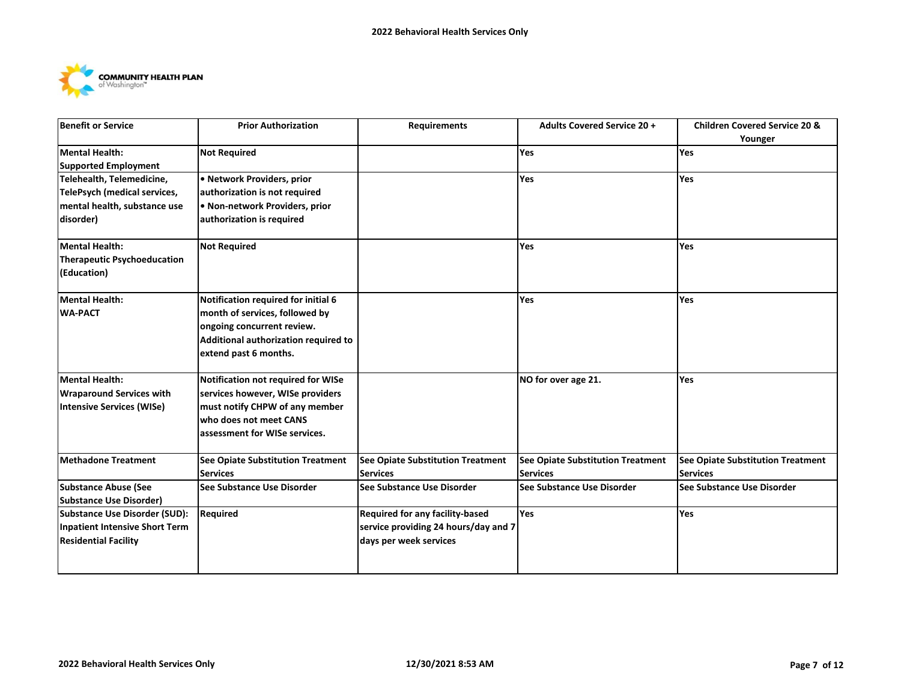| Benefit or Service | Prior Authorization | Requirements | Adults Covered Service 20 + | Children Covered Service 20 & Younger |
|---|---|---|---|---|
| Mental Health: Supported Employment | Not Required | | Yes | Yes |
| Telehealth, Telemedicine, TelePsych (medical services, mental health, substance use disorder) | • Network Providers, prior authorization is not required • Non-network Providers, prior authorization is required | | Yes | Yes |
| Mental Health: Therapeutic Psychoeducation (Education) | Not Required | | Yes | Yes |
| Mental Health: WA-PACT | Notification required for initial 6 month of services, followed by ongoing concurrent review. Additional authorization required to extend past 6 months. | | Yes | Yes |
| Mental Health: Wraparound Services with Intensive Services (WISe) | Notification not required for WISe services however, WISe providers must notify CHPW of any member who does not meet CANS assessment for WISe services. | | NO for over age 21. | Yes |
| Methadone Treatment | See Opiate Substitution Treatment Services | See Opiate Substitution Treatment Services | See Opiate Substitution Treatment Services | See Opiate Substitution Treatment Services |
| Substance Abuse (See Substance Use Disorder) | See Substance Use Disorder | See Substance Use Disorder | See Substance Use Disorder | See Substance Use Disorder |
| Substance Use Disorder (SUD): Inpatient Intensive Short Term Residential Facility | Required | Required for any facility-based service providing 24 hours/day and 7 days per week services | Yes | Yes |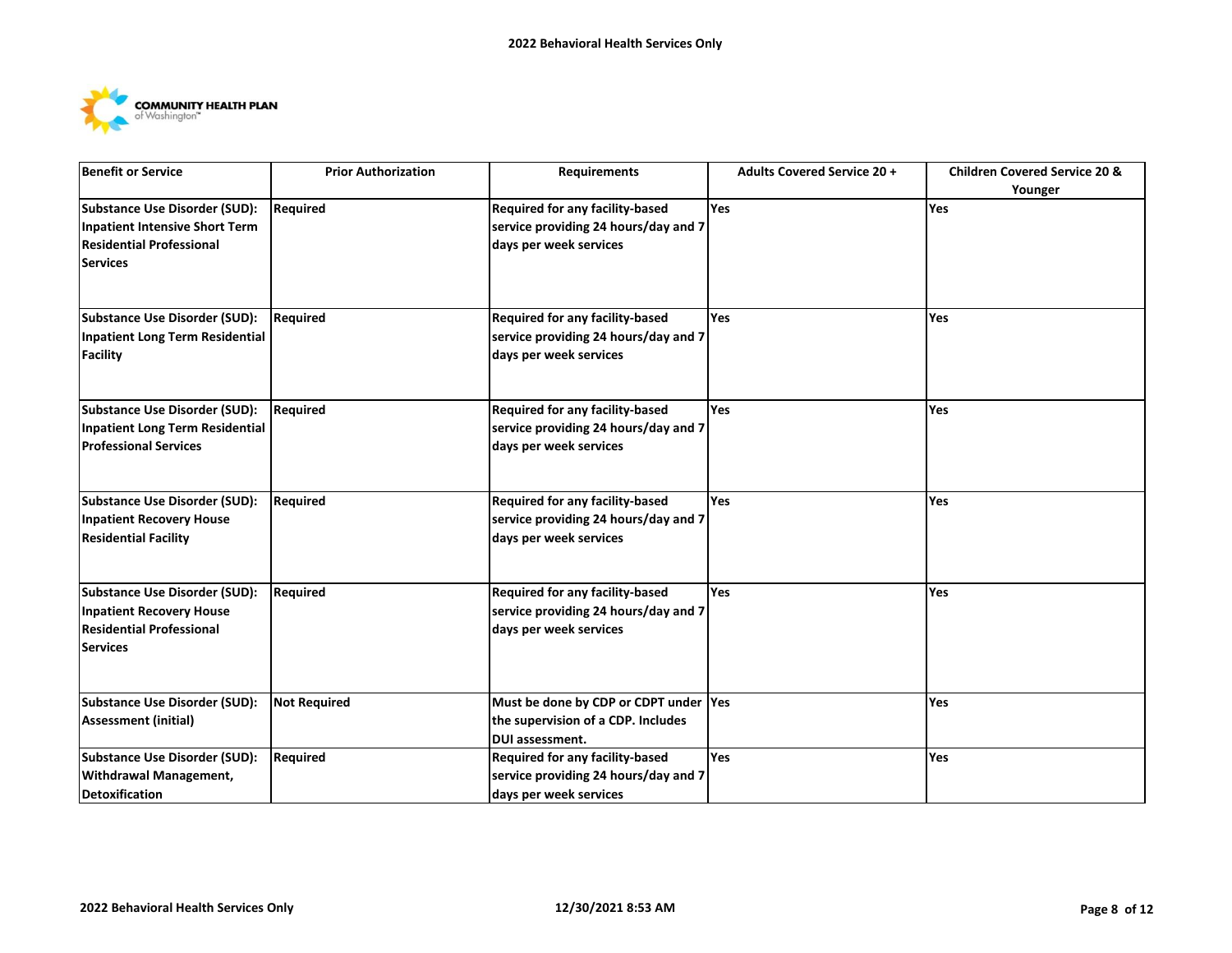| Benefit or Service | Prior Authorization | Requirements | Adults Covered Service 20 + | Children Covered Service 20 & Younger |
|---|---|---|---|---|
| **Substance Use Disorder (SUD): Inpatient Intensive Short Term Residential Professional Services** | **Required** | **Required for any facility-based service providing 24 hours/day and 7 days per week services** | **Yes** | **Yes** |
| **Substance Use Disorder (SUD): Inpatient Long Term Residential Facility** | **Required** | **Required for any facility-based service providing 24 hours/day and 7 days per week services** | **Yes** | **Yes** |
| **Substance Use Disorder (SUD): Inpatient Long Term Residential Professional Services** | **Required** | **Required for any facility-based service providing 24 hours/day and 7 days per week services** | **Yes** | **Yes** |
| **Substance Use Disorder (SUD): Inpatient Recovery House Residential Facility** | **Required** | **Required for any facility-based service providing 24 hours/day and 7 days per week services** | **Yes** | **Yes** |
| **Substance Use Disorder (SUD): Inpatient Recovery House Residential Professional Services** | **Required** | **Required for any facility-based service providing 24 hours/day and 7 days per week services** | **Yes** | **Yes** |
| **Substance Use Disorder (SUD): Assessment (initial)** | **Not Required** | **Must be done by CDP or CDPT under the supervision of a CDP. Includes DUI assessment.** | **Yes** | **Yes** |
| **Substance Use Disorder (SUD): Withdrawal Management, Detoxification** | **Required** | **Required for any facility-based service providing 24 hours/day and 7 days per week services** | **Yes** | **Yes** |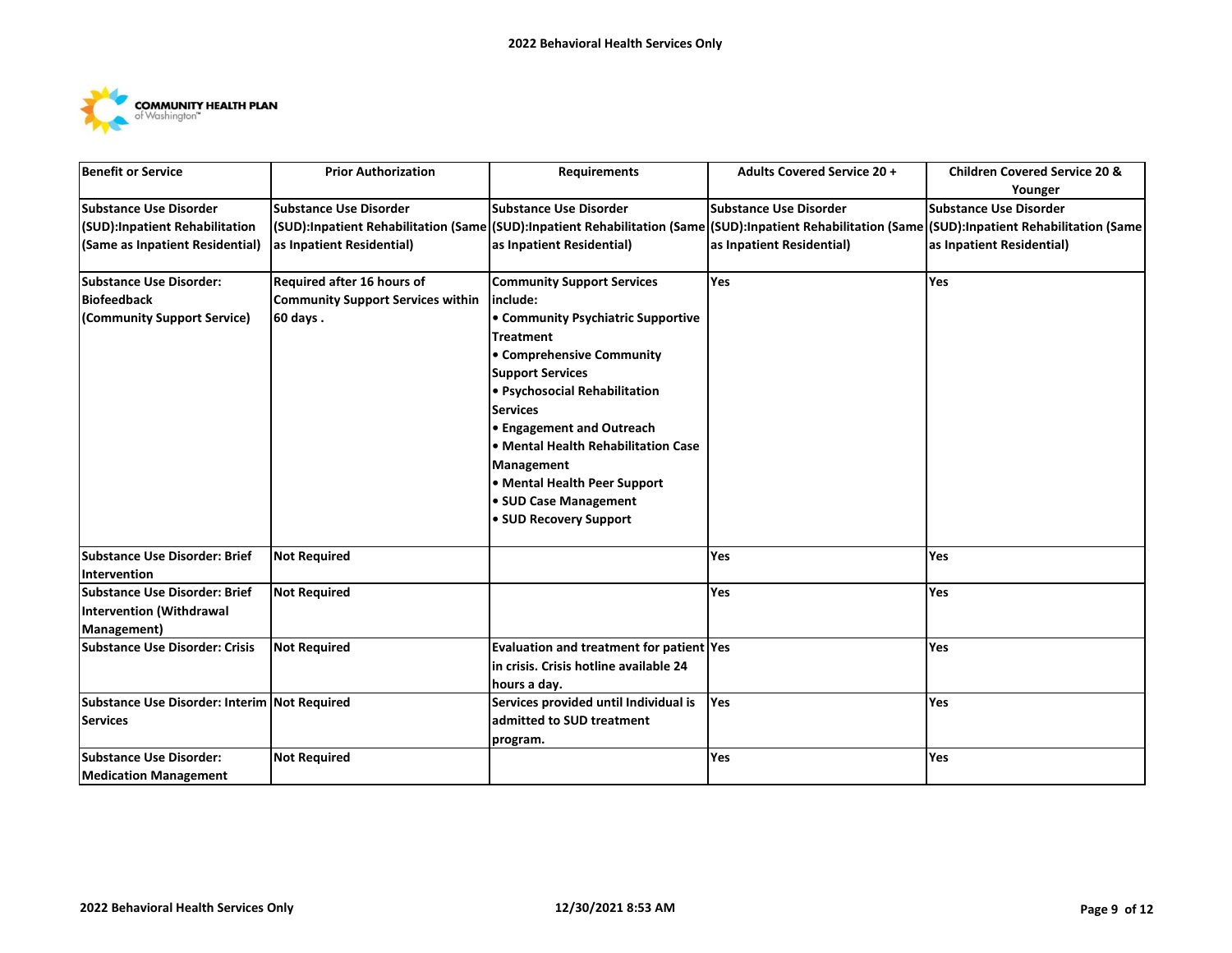| Benefit or Service | Prior Authorization | Requirements | Adults Covered Service 20 + | Children Covered Service 20 & Younger |
| --- | --- | --- | --- | --- |
| Substance Use Disorder (SUD):Inpatient Rehabilitation (Same as Inpatient Residential) | Substance Use Disorder (SUD):Inpatient Rehabilitation (Same as Inpatient Residential) | Substance Use Disorder (SUD):Inpatient Rehabilitation (Same as Inpatient Residential) | Substance Use Disorder (SUD):Inpatient Rehabilitation (Same as Inpatient Residential) | Substance Use Disorder (SUD):Inpatient Rehabilitation (Same as Inpatient Residential) |
| Substance Use Disorder: Biofeedback (Community Support Service) | Required after 16 hours of Community Support Services within 60 days . | Community Support Services include: • Community Psychiatric Supportive Treatment • Comprehensive Community Support Services • Psychosocial Rehabilitation Services • Engagement and Outreach • Mental Health Rehabilitation Case Management • Mental Health Peer Support • SUD Case Management • SUD Recovery Support | Yes | Yes |
| Substance Use Disorder: Brief Intervention | Not Required | | Yes | Yes |
| Substance Use Disorder: Brief Intervention (Withdrawal Management) | Not Required | | Yes | Yes |
| Substance Use Disorder: Crisis | Not Required | Evaluation and treatment for patient in crisis. Crisis hotline available 24 hours a day. | Yes | Yes |
| Substance Use Disorder: Interim Services | Not Required | Services provided until Individual is admitted to SUD treatment program. | Yes | Yes |
| Substance Use Disorder: Medication Management | Not Required | | Yes | Yes |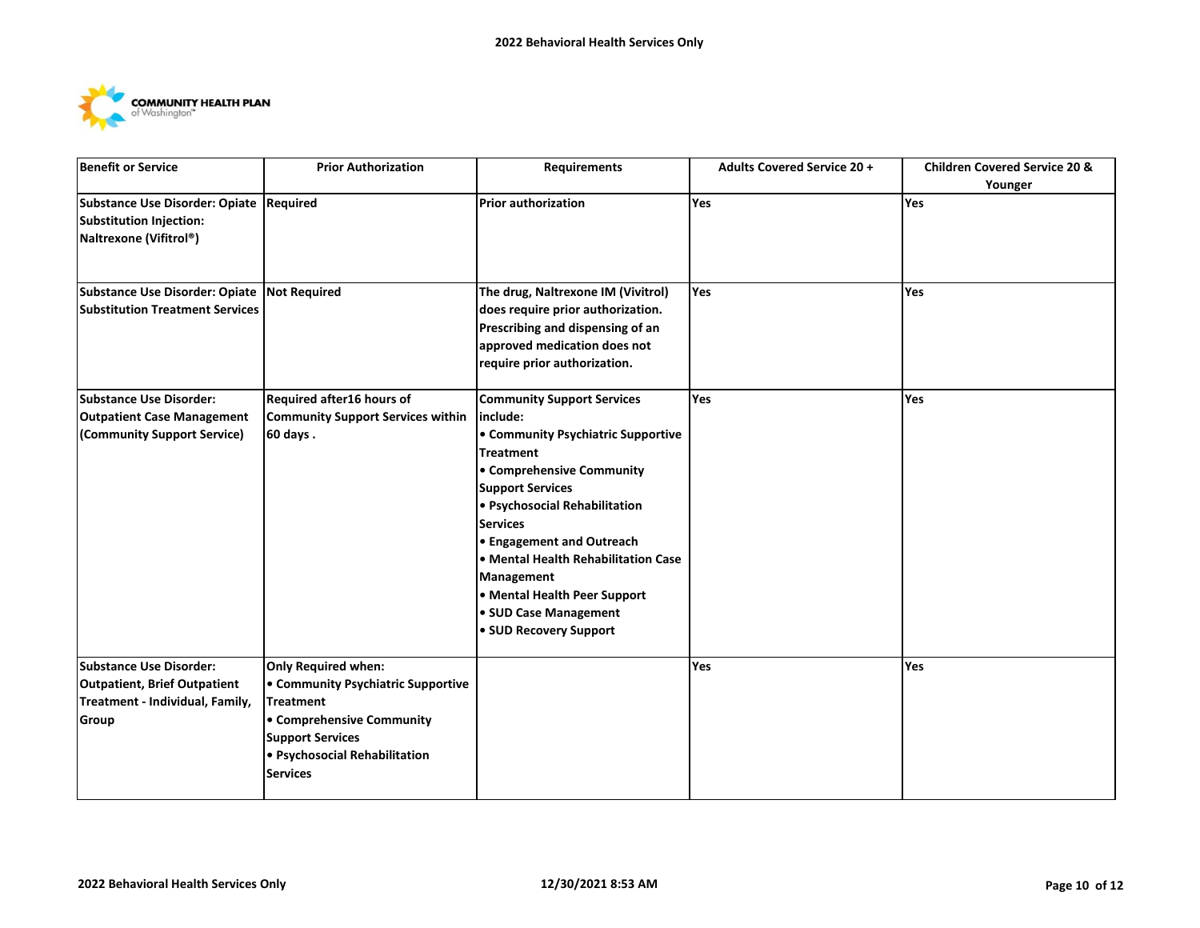| Benefit or Service | Prior Authorization | Requirements | Adults Covered Service 20 + | Children Covered Service 20 & Younger |
|---|---|---|---|---|
| Substance Use Disorder: Opiate Substitution Injection: Naltrexone (Vifitrol®) | Required | Prior authorization | Yes | Yes |
| Substance Use Disorder: Opiate Substitution Treatment Services | Not Required | The drug, Naltrexone IM (Vivitrol) does require prior authorization. Prescribing and dispensing of an approved medication does not require prior authorization. | Yes | Yes |
| Substance Use Disorder: Outpatient Case Management (Community Support Service) | Required after16 hours of Community Support Services within 60 days . | Community Support Services include: • Community Psychiatric Supportive Treatment • Comprehensive Community Support Services • Psychosocial Rehabilitation Services • Engagement and Outreach • Mental Health Rehabilitation Case Management • Mental Health Peer Support • SUD Case Management • SUD Recovery Support | Yes | Yes |
| Substance Use Disorder: Outpatient, Brief Outpatient Treatment - Individual, Family, Group | Only Required when: • Community Psychiatric Supportive Treatment • Comprehensive Community Support Services • Psychosocial Rehabilitation Services | | Yes | Yes |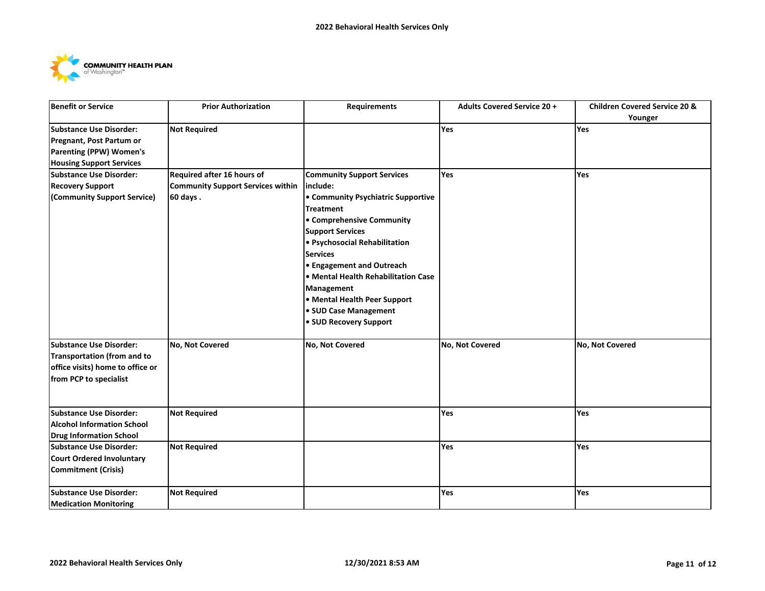| Benefit or Service | Prior Authorization | Requirements | Adults Covered Service 20 + | Children Covered Service 20 & Younger |
|---|---|---|---|---|
| Substance Use Disorder: Pregnant, Post Partum or Parenting (PPW) Women's Housing Support Services | Not Required | | Yes | Yes |
| Substance Use Disorder: Recovery Support (Community Support Service) | Required after 16 hours of Community Support Services within 60 days . | Community Support Services include:<br>• Community Psychiatric Supportive Treatment<br>• Comprehensive Community Support Services<br>• Psychosocial Rehabilitation Services<br>• Engagement and Outreach<br>• Mental Health Rehabilitation Case Management<br>• Mental Health Peer Support<br>• SUD Case Management<br>• SUD Recovery Support | Yes | Yes |
| Substance Use Disorder: Transportation (from and to office visits) home to office or from PCP to specialist | No, Not Covered | No, Not Covered | No, Not Covered | No, Not Covered |
| Substance Use Disorder: Alcohol Information School Drug Information School | Not Required | | Yes | Yes |
| Substance Use Disorder: Court Ordered Involuntary Commitment (Crisis) | Not Required | | Yes | Yes |
| Substance Use Disorder: Medication Monitoring | Not Required | | Yes | Yes |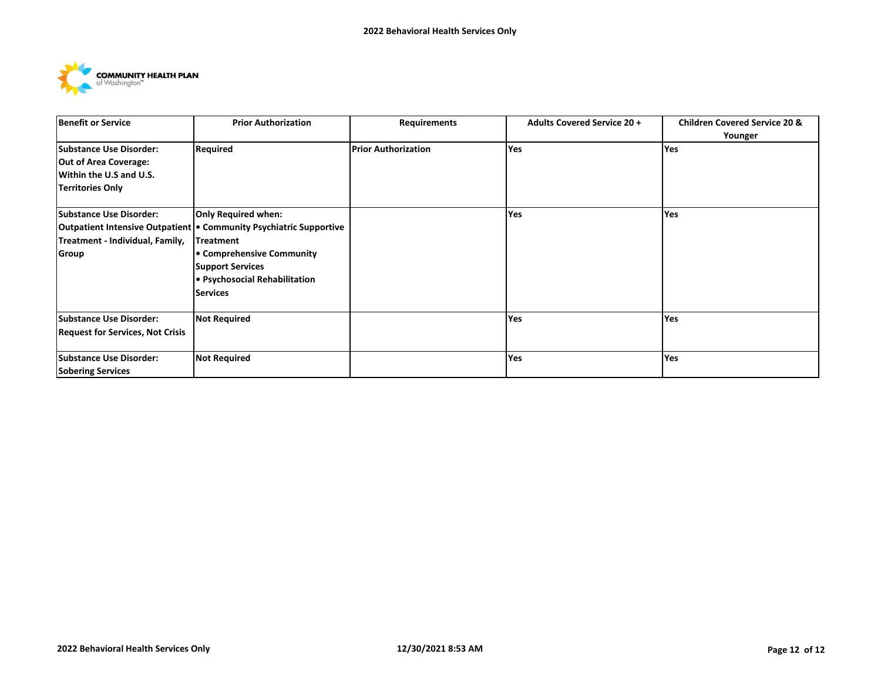| Benefit or Service | Prior Authorization | Requirements | Adults Covered Service 20 + | Children Covered Service 20 & Younger |
|---|---|---|---|---|
| Substance Use Disorder: Out of Area Coverage: Within the U.S and U.S. Territories Only | Required | Prior Authorization | Yes | Yes |
| Substance Use Disorder: Outpatient Intensive Outpatient Treatment - Individual, Family, Group | Only Required when: • Community Psychiatric Supportive Treatment • Comprehensive Community Support Services • Psychosocial Rehabilitation Services | | Yes | Yes |
| Substance Use Disorder: Request for Services, Not Crisis | Not Required | | Yes | Yes |
| Substance Use Disorder: Sobering Services | Not Required | | Yes | Yes |